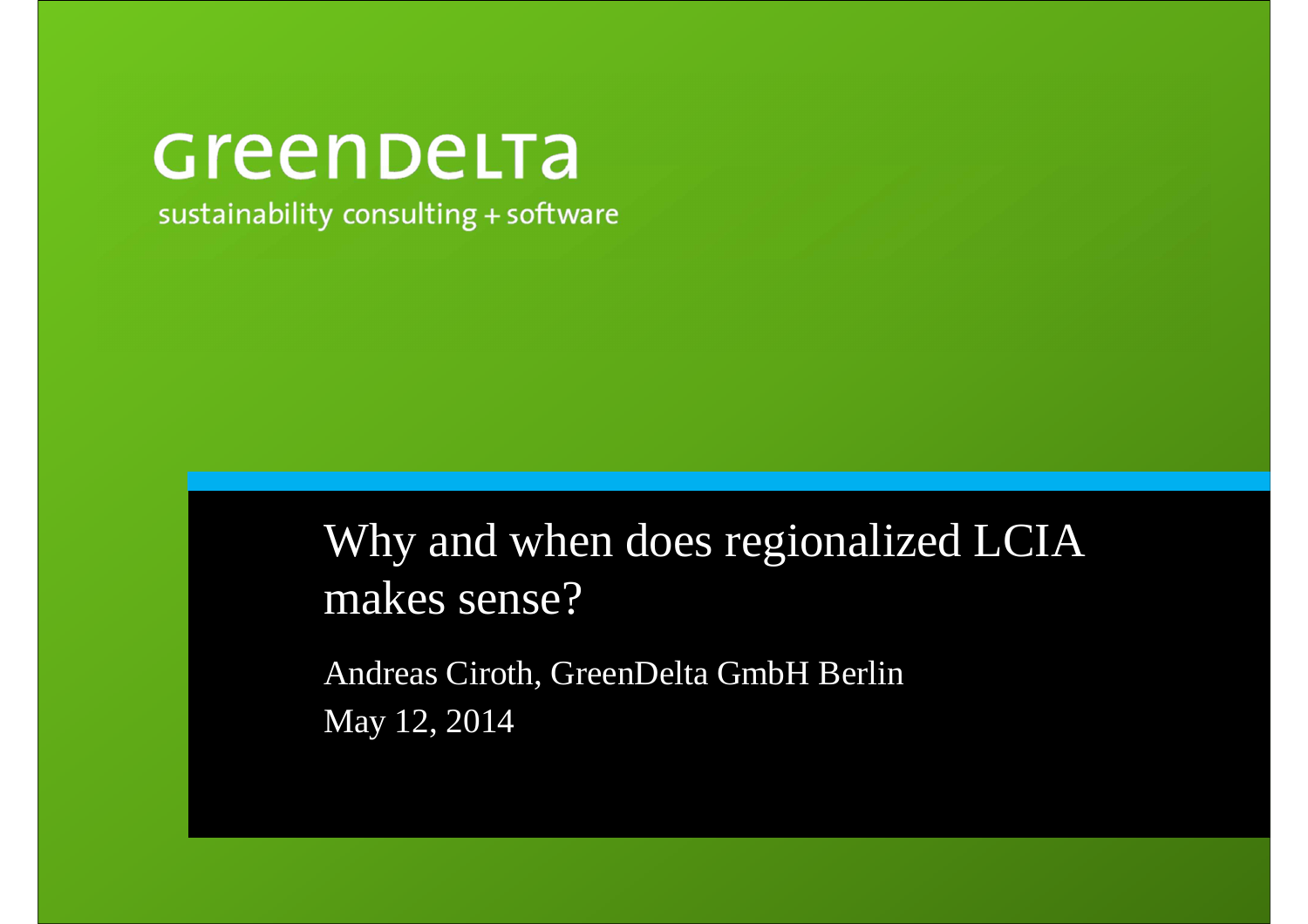GreenDelta

sustainability consulting + software

# Why and when does regionalized LCIA makes sense?

Andreas Ciroth, GreenDelta GmbH Berlin

May 12, 2014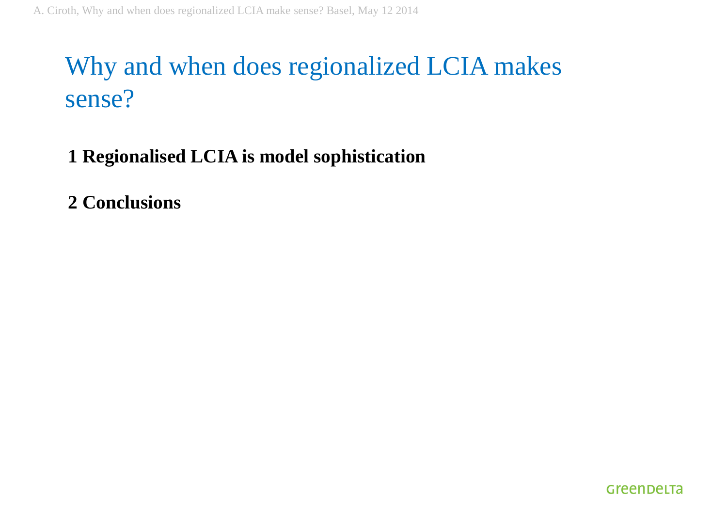# Why and when does regionalized LCIA makes sense?

**1 Regionalised LCIA is model sophistication**

**2 Conclusions**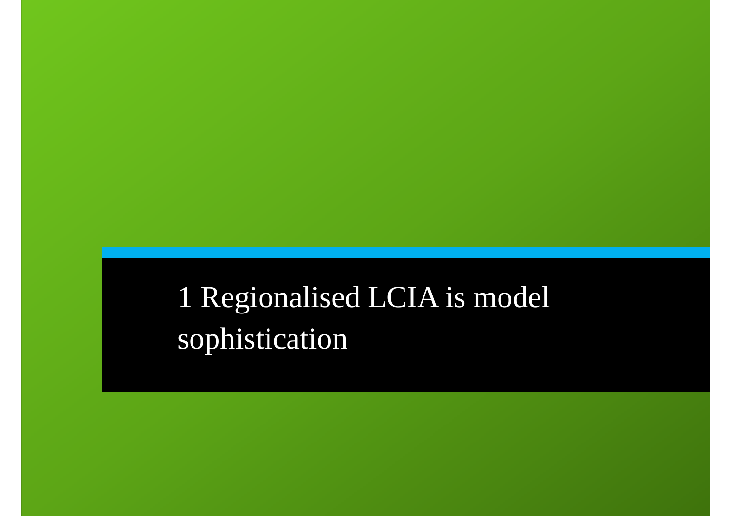# 1 Regionalised LCIA is model sophistication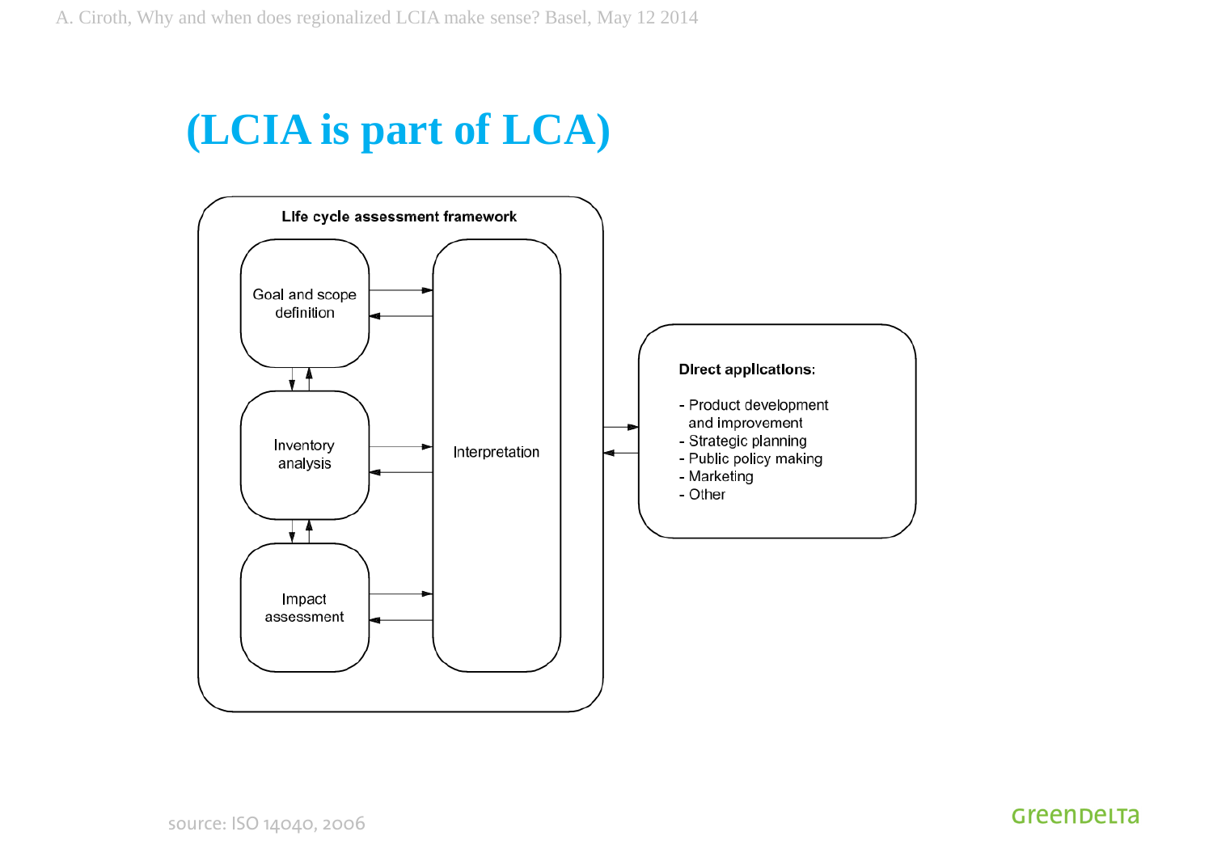# (LCIA is part of LCA)

**Life cycle assessment framework**

- Goal and scope definition
- Inventory analysis
- Impact assessment
- Interpretation

**Direct applications:**

- Product development and improvement
- Strategic planning
- Public policy making
- Marketing
- Other

source: ISO 14040, 2006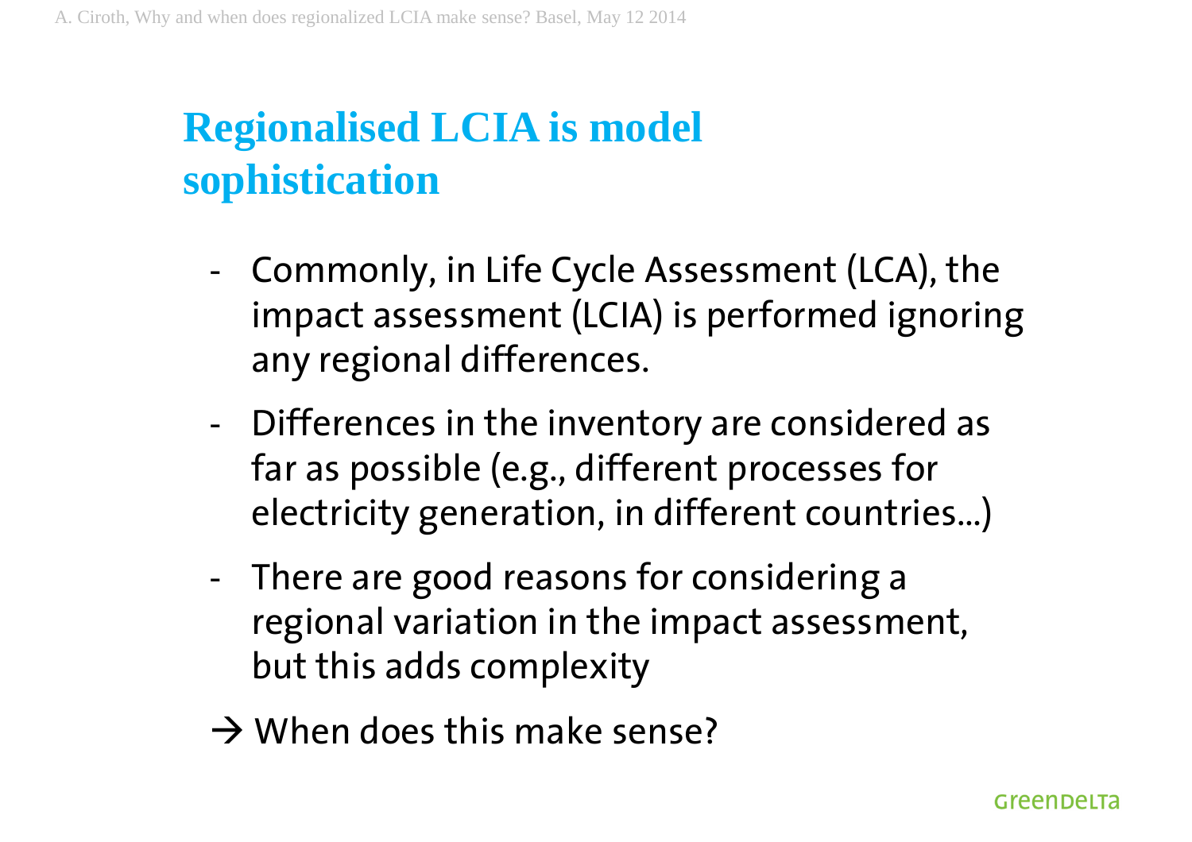# Regionalised LCIA is model sophistication

- Commonly, in Life Cycle Assessment (LCA), the impact assessment (LCIA) is performed ignoring any regional differences.
- Differences in the inventory are considered as far as possible (e.g., different processes for electricity generation, in different countries…)
- There are good reasons for considering a regional variation in the impact assessment, but this adds complexity

→ When does this make sense?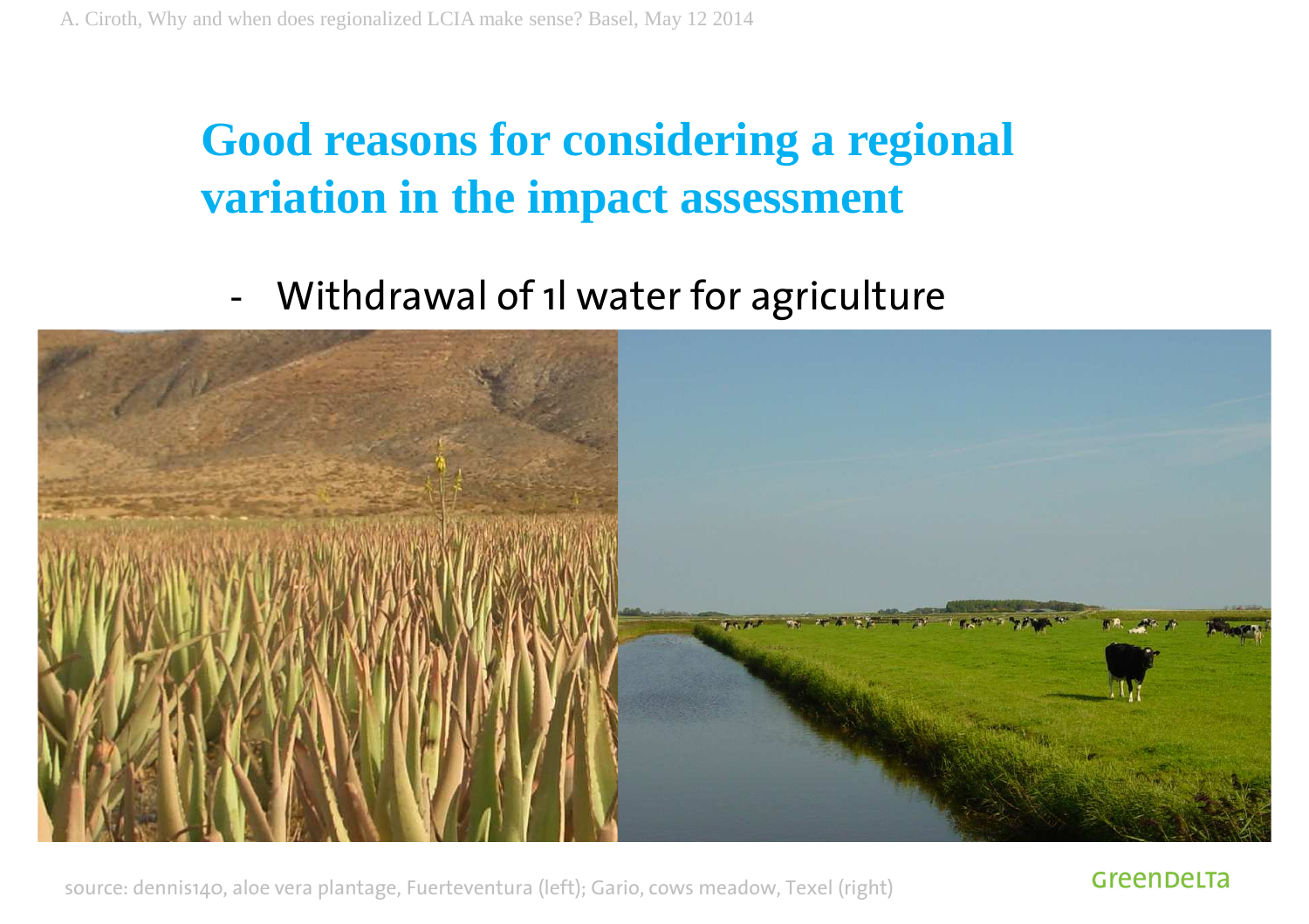# Good reasons for considering a regional variation in the impact assessment

- Withdrawal of 1l water for agriculture

source: dennis140, aloe vera plantage, Fuerteventura (left); Gario, cows meadow, Texel (right)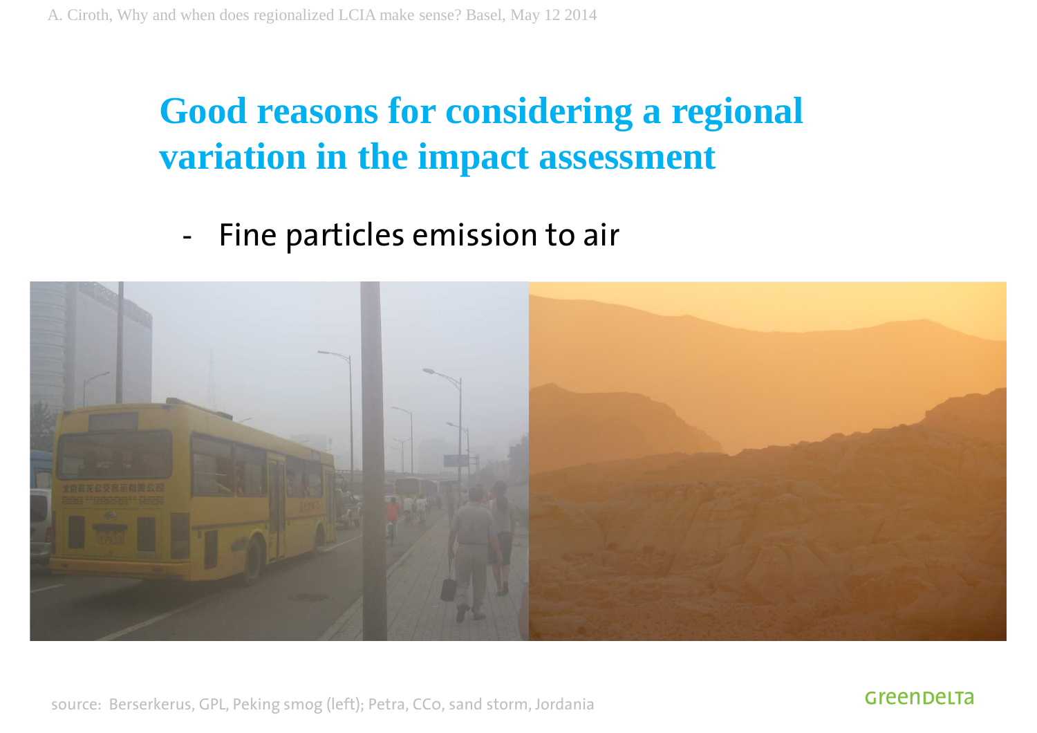# Good reasons for considering a regional variation in the impact assessment

- Fine particles emission to air

source: Berserkerus, GPL, Peking smog (left); Petra, CCo, sand storm, Jordania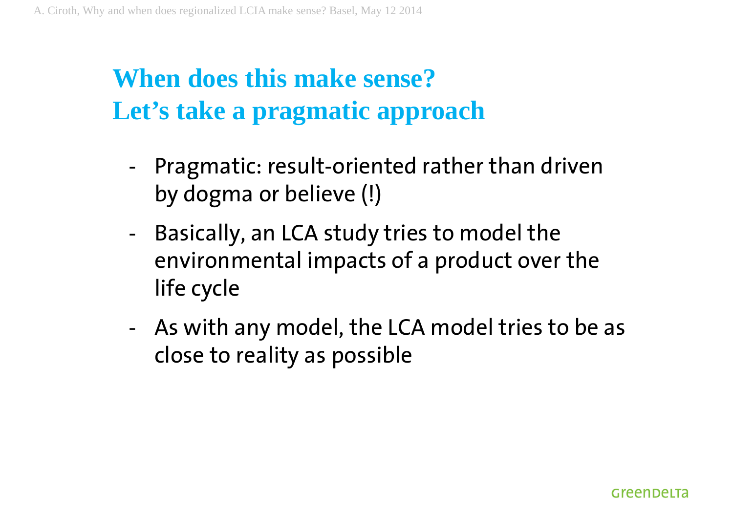## When does this make sense?
## Let’s take a pragmatic approach

- Pragmatic: result-oriented rather than driven by dogma or believe (!)
- Basically, an LCA study tries to model the environmental impacts of a product over the life cycle
- As with any model, the LCA model tries to be as close to reality as possible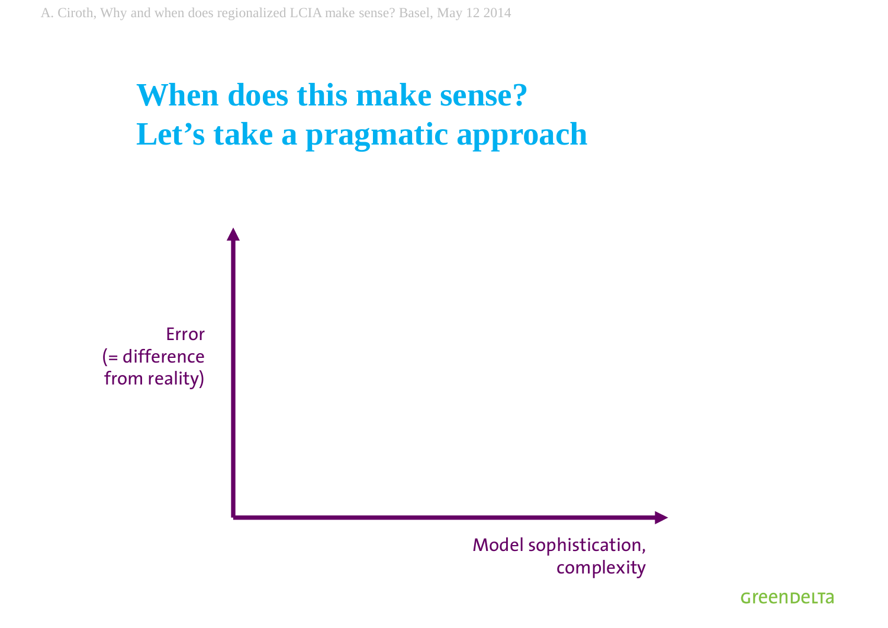# When does this make sense?
# Let's take a pragmatic approach

Error
(= difference
from reality)

Model sophistication,
complexity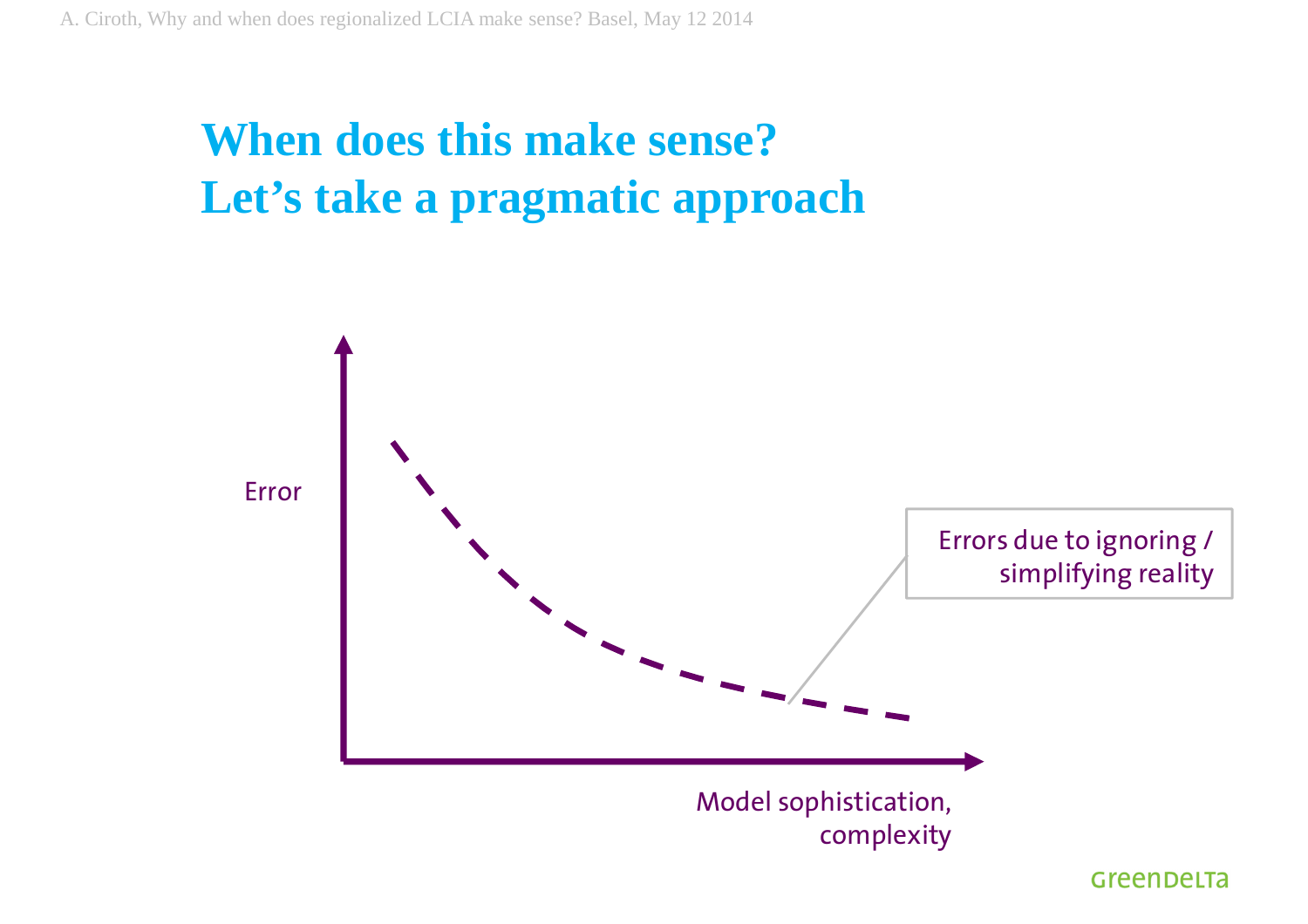# When does this make sense?
# Let's take a pragmatic approach

Error

Errors due to ignoring / simplifying reality

Model sophistication, complexity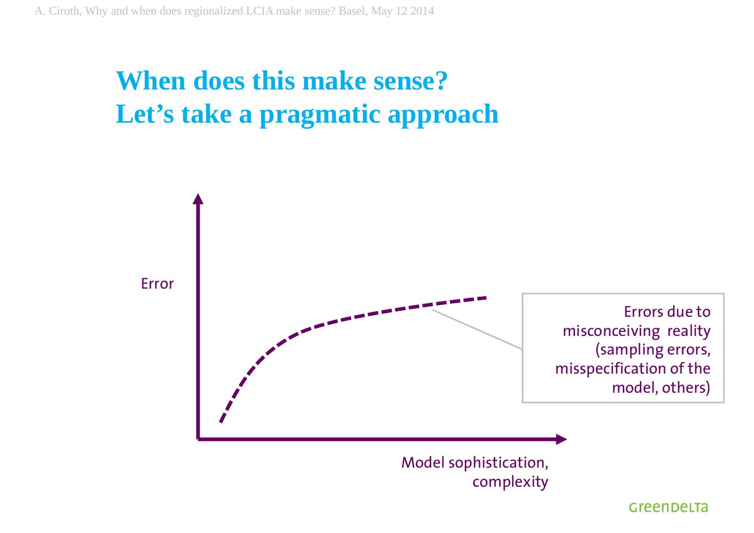# When does this make sense?
# Let's take a pragmatic approach

Error

Errors due to misconceiving reality (sampling errors, misspecification of the model, others)

Model sophistication, complexity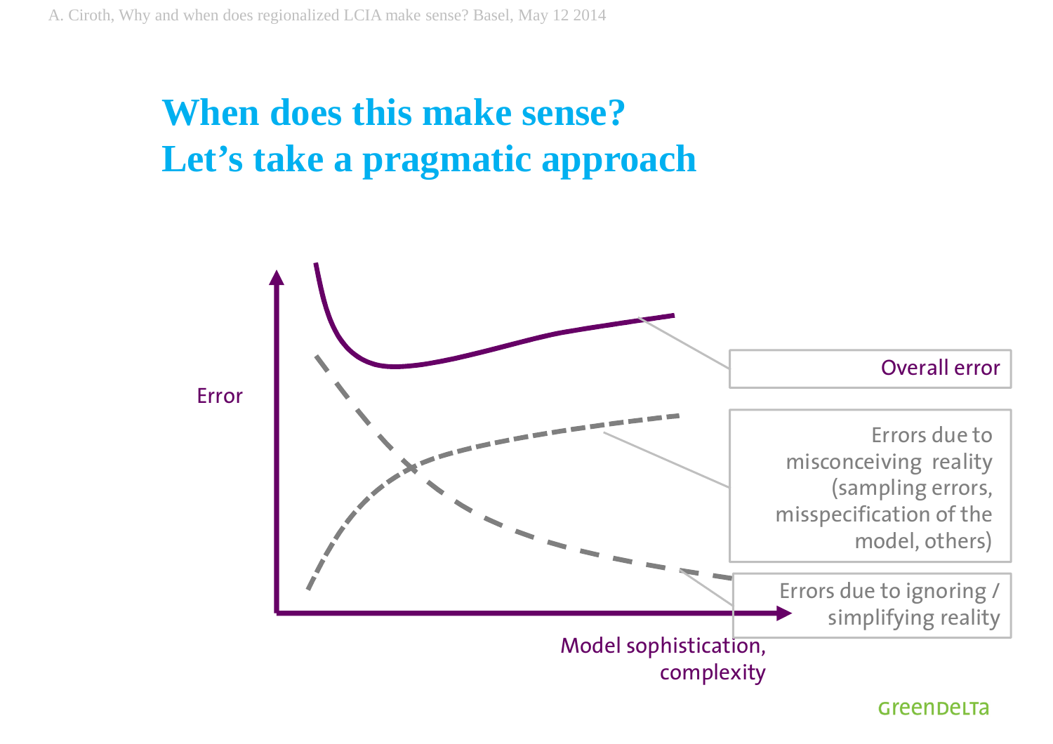# When does this make sense?
# Let's take a pragmatic approach

Error

Overall error

Errors due to misconceiving reality (sampling errors, misspecification of the model, others)

Errors due to ignoring / simplifying reality

Model sophistication, complexity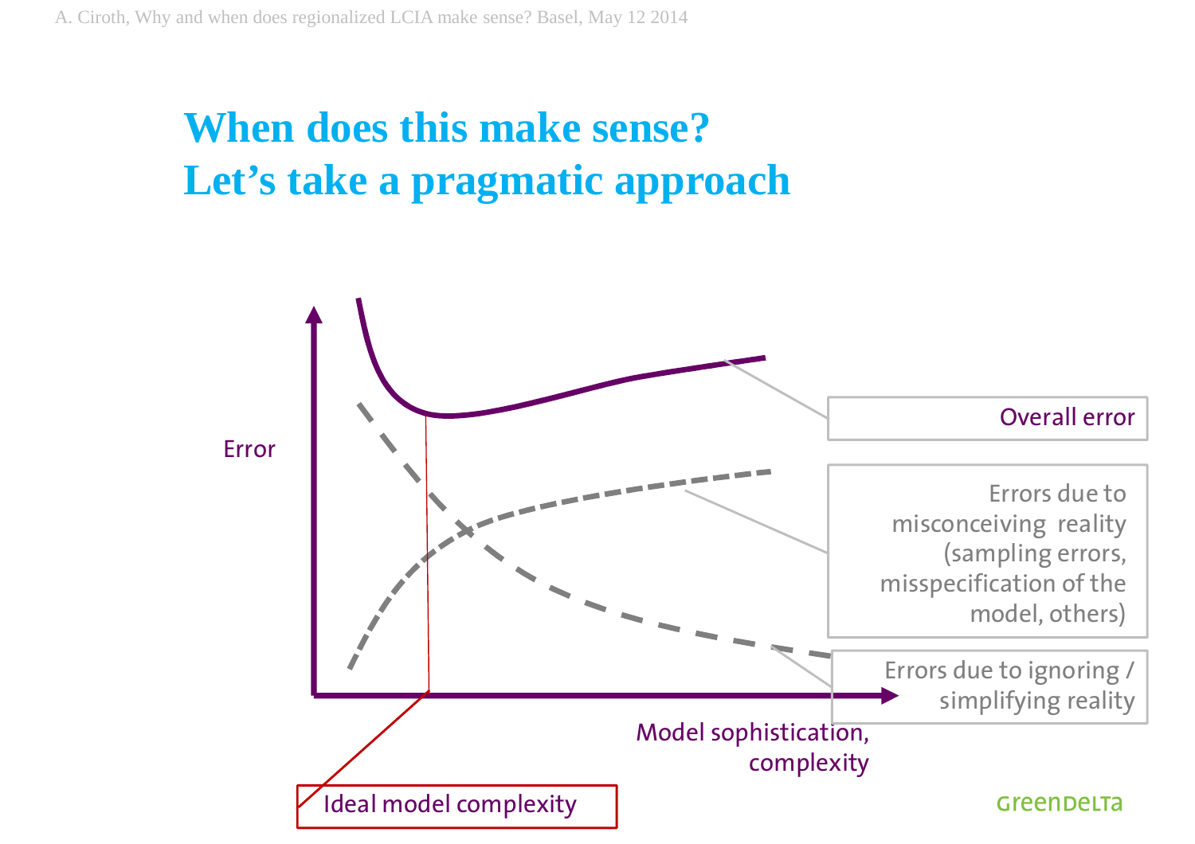# When does this make sense? Let's take a pragmatic approach

Error

Overall error

Errors due to misconceiving reality (sampling errors, misspecification of the model, others)

Errors due to ignoring / simplifying reality

Model sophistication, complexity

Ideal model complexity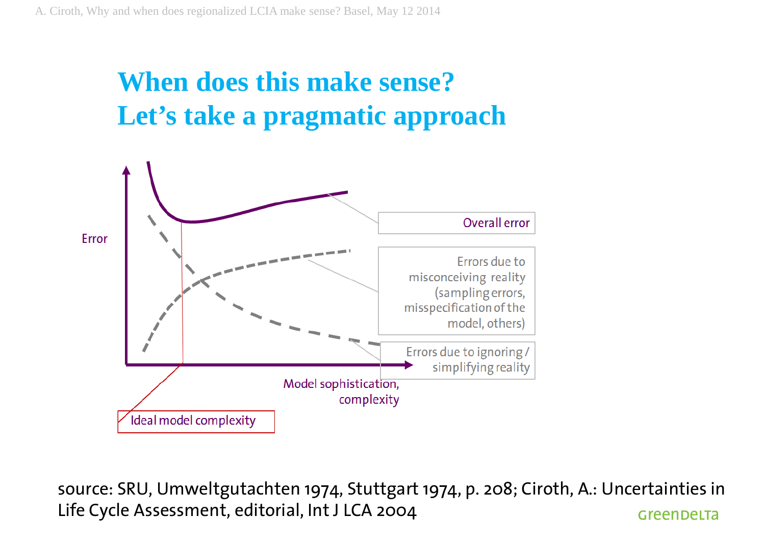# When does this make sense? Let's take a pragmatic approach

Error

Overall error

Errors due to misconceiving reality (sampling errors, misspecification of the model, others)

Errors due to ignoring / simplifying reality

Model sophistication, complexity

Ideal model complexity

source: SRU, Umweltgutachten 1974, Stuttgart 1974, p. 208; Ciroth, A.: Uncertainties in Life Cycle Assessment, editorial, Int J LCA 2004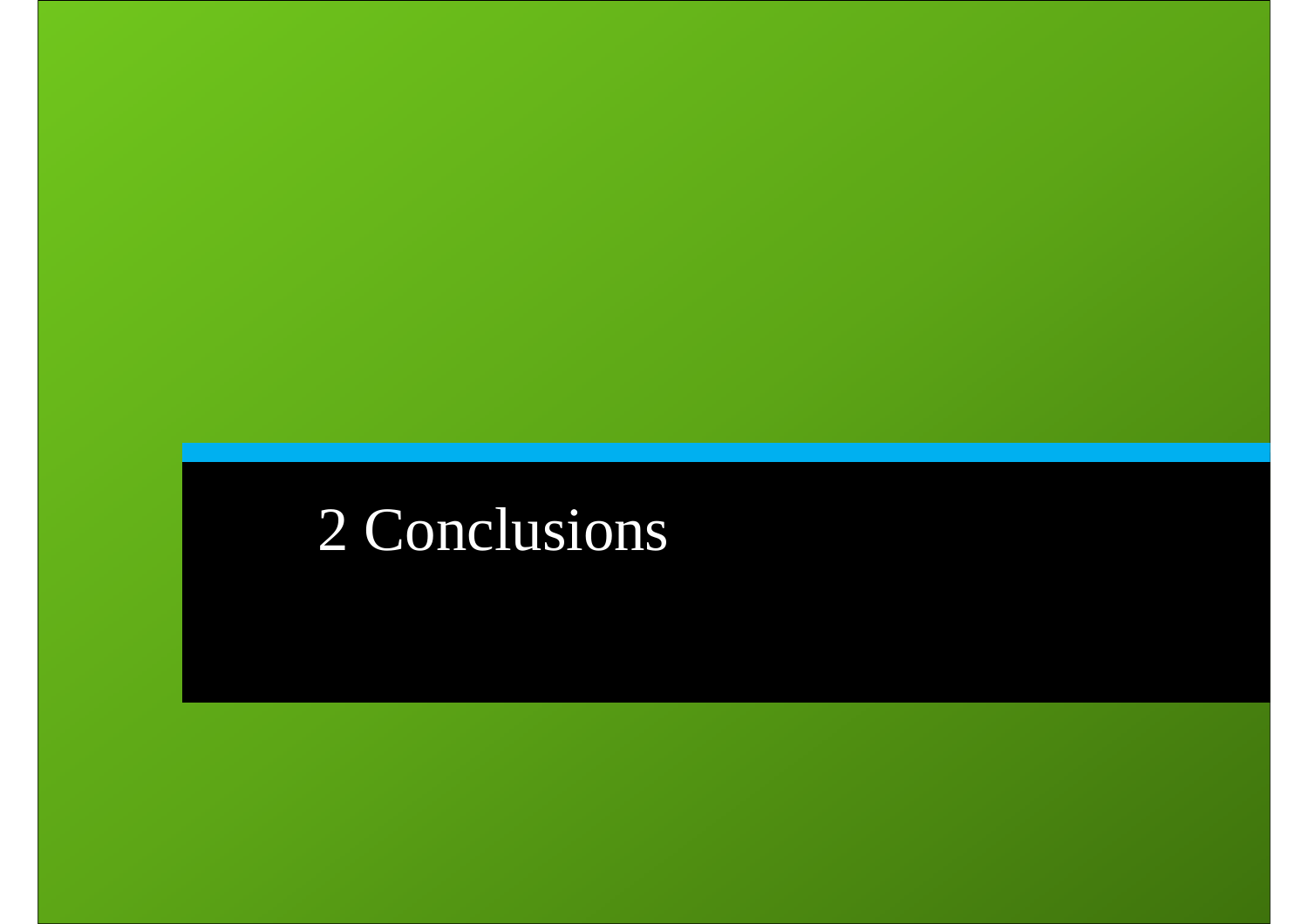# 2 Conclusions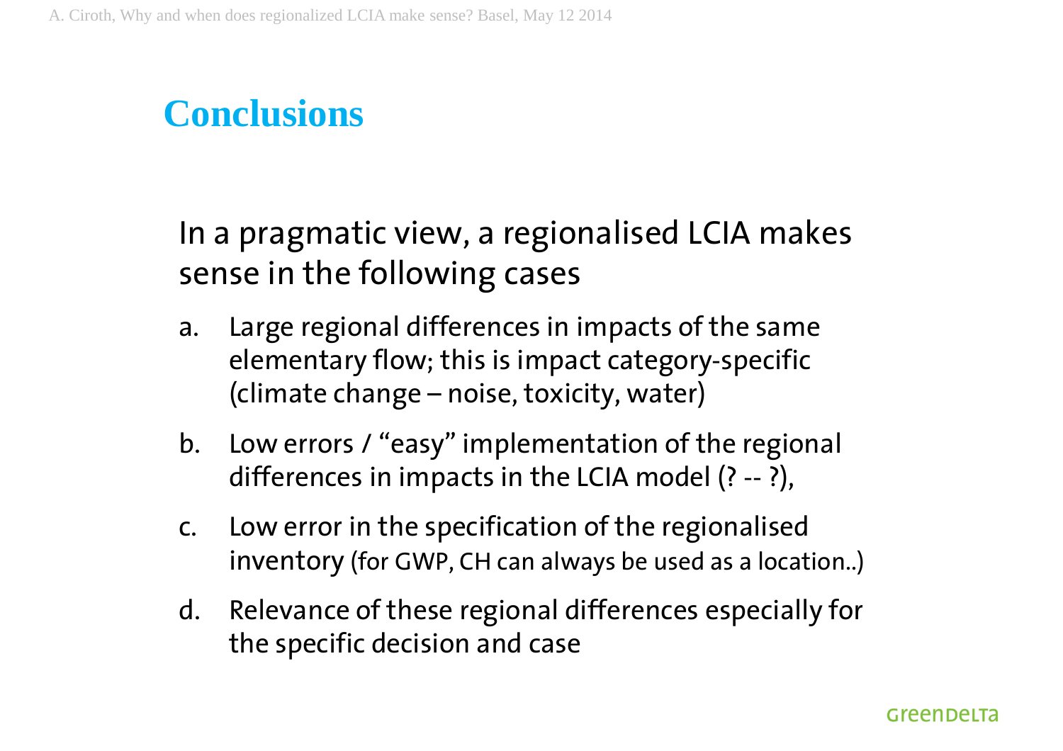# Conclusions

In a pragmatic view, a regionalised LCIA makes sense in the following cases

a. Large regional differences in impacts of the same elementary flow; this is impact category-specific (climate change – noise, toxicity, water)

b. Low errors / "easy" implementation of the regional differences in impacts in the LCIA model (? -- ?),

c. Low error in the specification of the regionalised inventory (for GWP, CH can always be used as a location..)

d. Relevance of these regional differences especially for the specific decision and case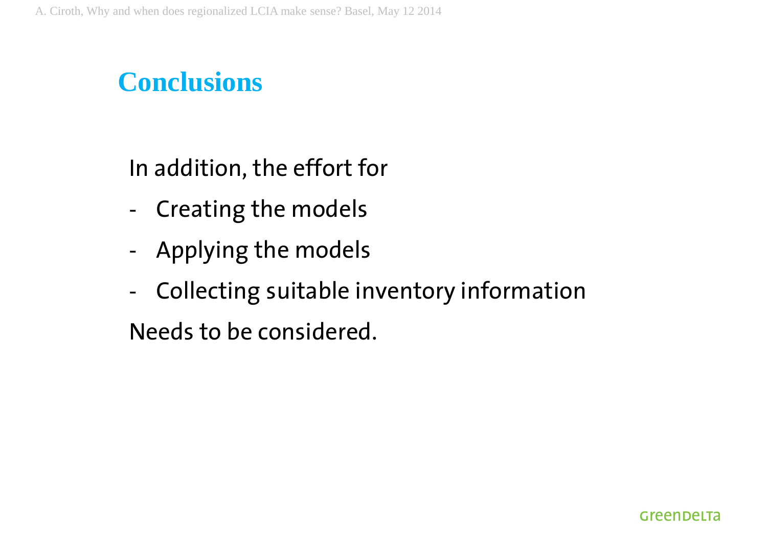# Conclusions

In addition, the effort for

- Creating the models
- Applying the models
- Collecting suitable inventory information

Needs to be considered.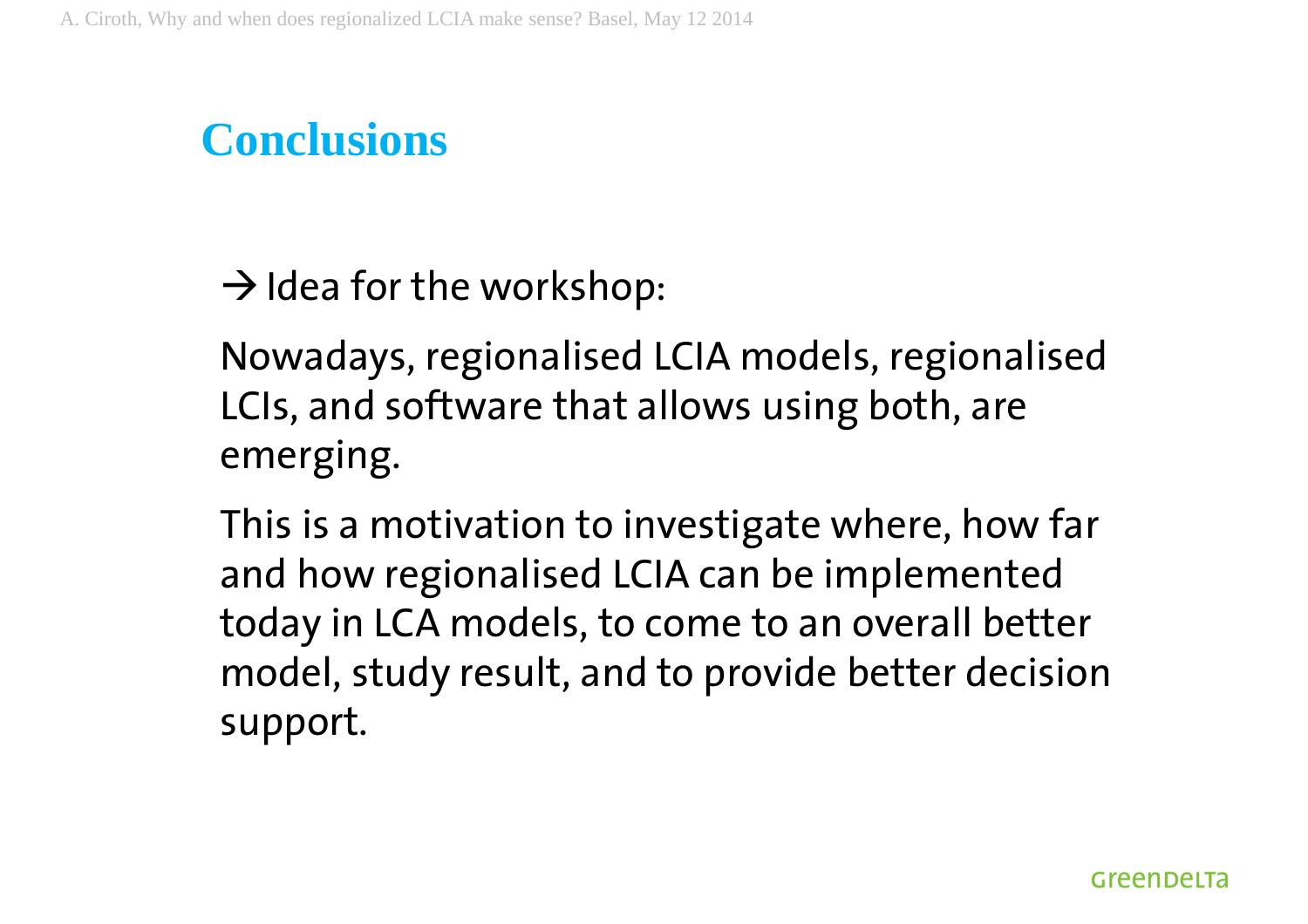# Conclusions

→ Idea for the workshop:

Nowadays, regionalised LCIA models, regionalised LCIs, and software that allows using both, are emerging.

This is a motivation to investigate where, how far and how regionalised LCIA can be implemented today in LCA models, to come to an overall better model, study result, and to provide better decision support.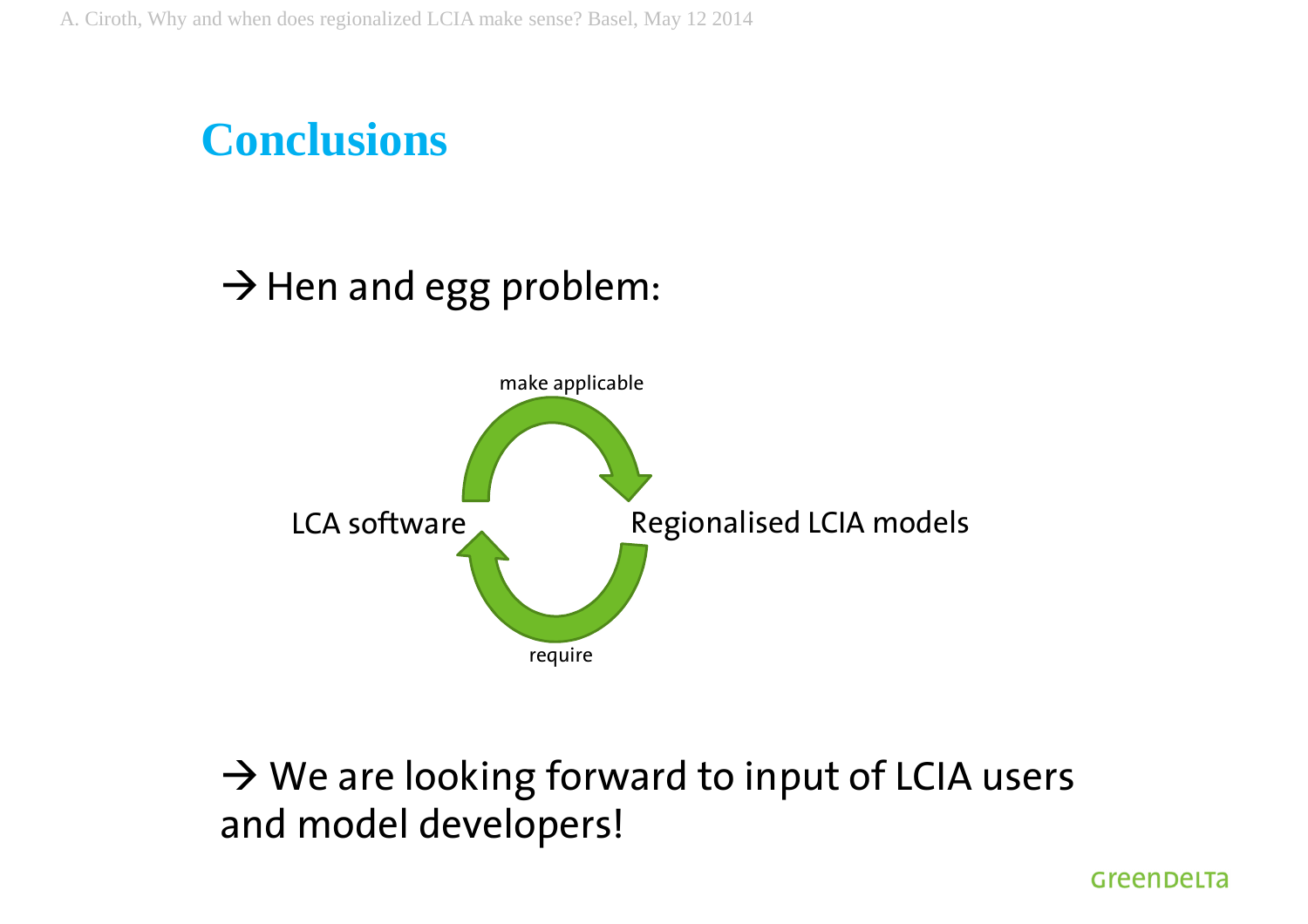# Conclusions

→ Hen and egg problem:

LCA software — make applicable → Regionalised LCIA models

Regionalised LCIA models — require → LCA software

→ We are looking forward to input of LCIA users and model developers!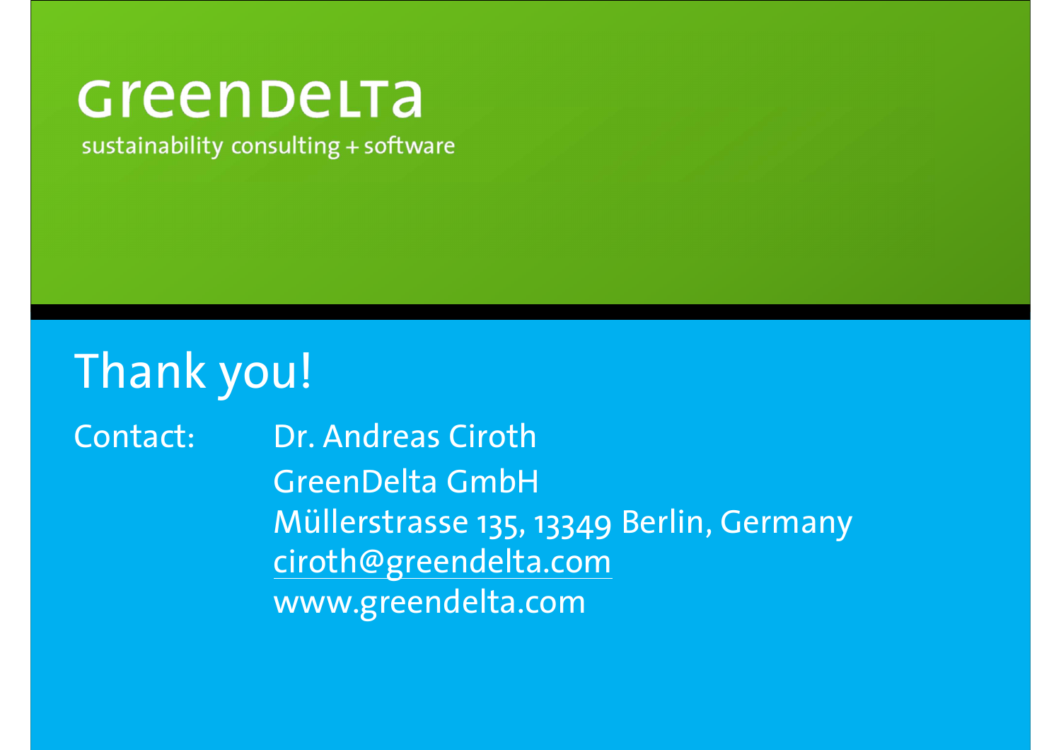GreenDelta

sustainability consulting + software

# Thank you!

Contact: Dr. Andreas Ciroth
GreenDelta GmbH
Müllerstrasse 135, 13349 Berlin, Germany
ciroth@greendelta.com
www.greendelta.com